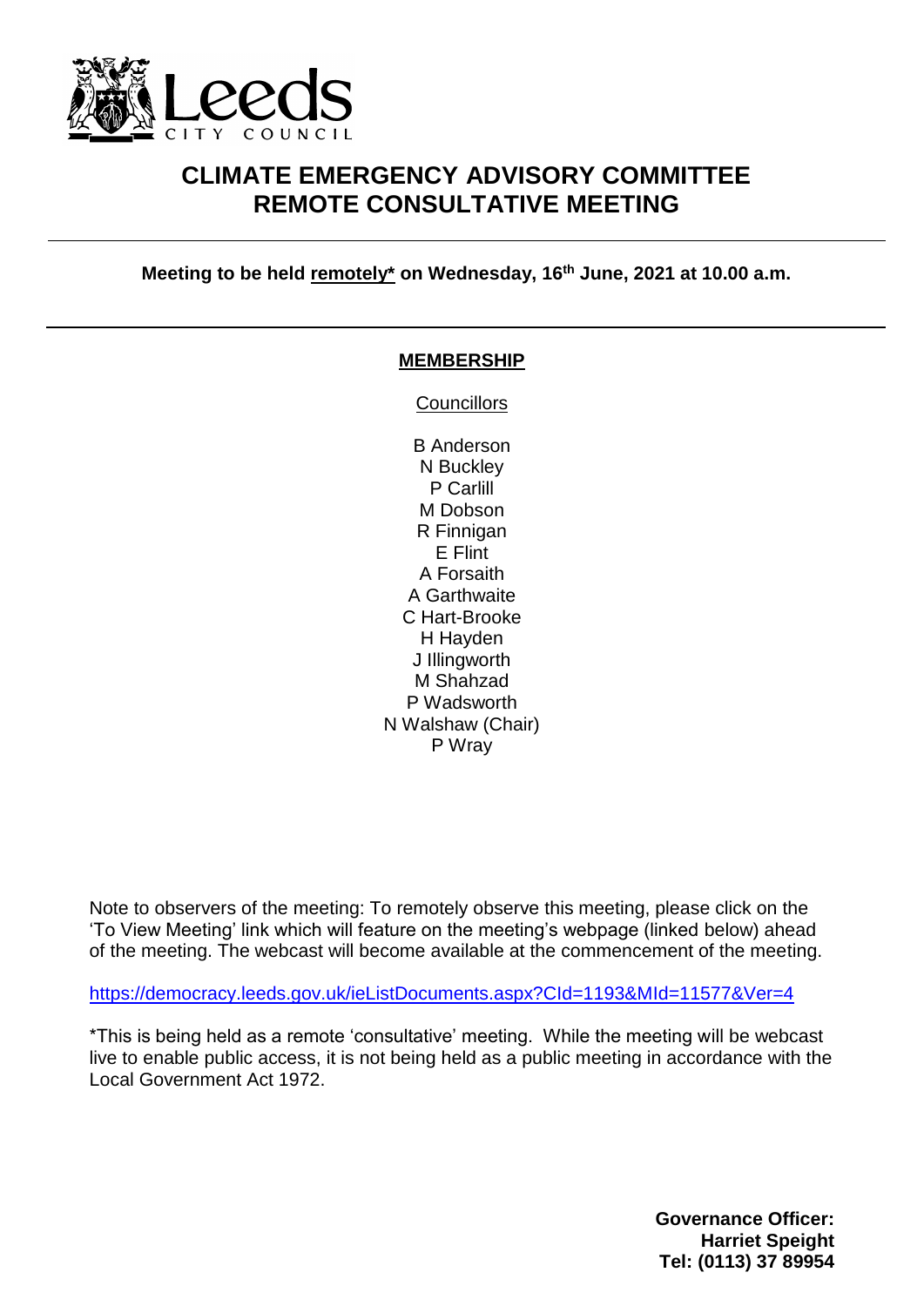# CLIMATE EMERGENCY ADVISORY COMMITTEE
# REMOTE CONSULTATIVE MEETING

**Meeting to be held remotely* on Wednesday, 16th June, 2021 at 10.00 a.m.**

---

## MEMBERSHIP

Councillors

B Anderson
N Buckley
P Carlill
M Dobson
R Finnigan
E Flint
A Forsaith
A Garthwaite
C Hart-Brooke
H Hayden
J Illingworth
M Shahzad
P Wadsworth
N Walshaw (Chair)
P Wray

Note to observers of the meeting: To remotely observe this meeting, please click on the 'To View Meeting' link which will feature on the meeting's webpage (linked below) ahead of the meeting. The webcast will become available at the commencement of the meeting.

https://democracy.leeds.gov.uk/ieListDocuments.aspx?CId=1193&MId=11577&Ver=4

*This is being held as a remote 'consultative' meeting. While the meeting will be webcast live to enable public access, it is not being held as a public meeting in accordance with the Local Government Act 1972.

**Governance Officer:**
**Harriet Speight**
**Tel: (0113) 37 89954**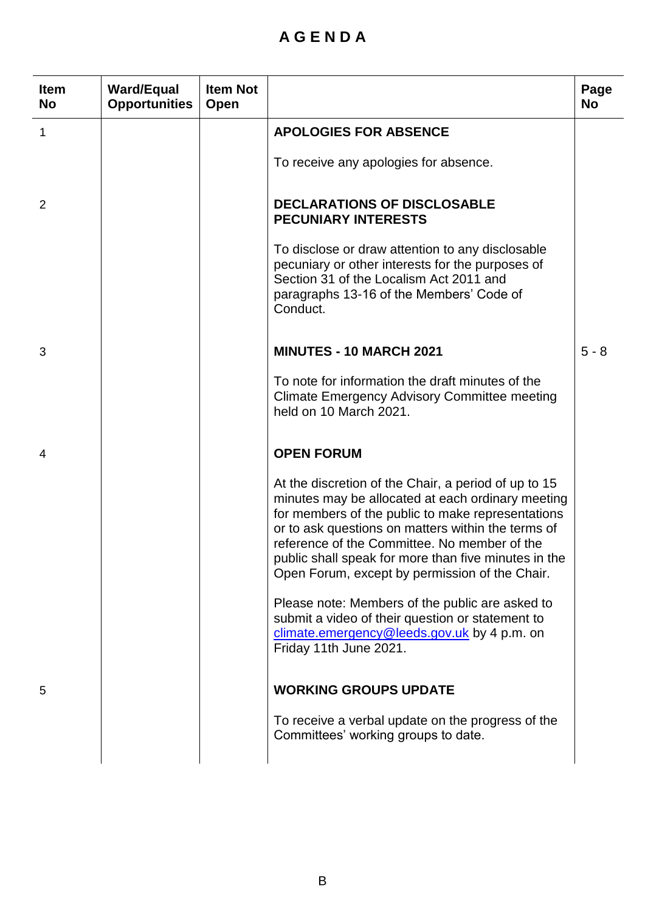# A G E N D A

| Item No | Ward/Equal Opportunities | Item Not Open | | Page No |
|---|---|---|---|---|
| 1 | | | **APOLOGIES FOR ABSENCE**<br><br>To receive any apologies for absence. | |
| 2 | | | **DECLARATIONS OF DISCLOSABLE PECUNIARY INTERESTS**<br><br>To disclose or draw attention to any disclosable pecuniary or other interests for the purposes of Section 31 of the Localism Act 2011 and paragraphs 13-16 of the Members' Code of Conduct. | |
| 3 | | | **MINUTES - 10 MARCH 2021**<br><br>To note for information the draft minutes of the Climate Emergency Advisory Committee meeting held on 10 March 2021. | 5 - 8 |
| 4 | | | **OPEN FORUM**<br><br>At the discretion of the Chair, a period of up to 15 minutes may be allocated at each ordinary meeting for members of the public to make representations or to ask questions on matters within the terms of reference of the Committee. No member of the public shall speak for more than five minutes in the Open Forum, except by permission of the Chair.<br><br>Please note: Members of the public are asked to submit a video of their question or statement to climate.emergency@leeds.gov.uk by 4 p.m. on Friday 11th June 2021. | |
| 5 | | | **WORKING GROUPS UPDATE**<br><br>To receive a verbal update on the progress of the Committees' working groups to date. | |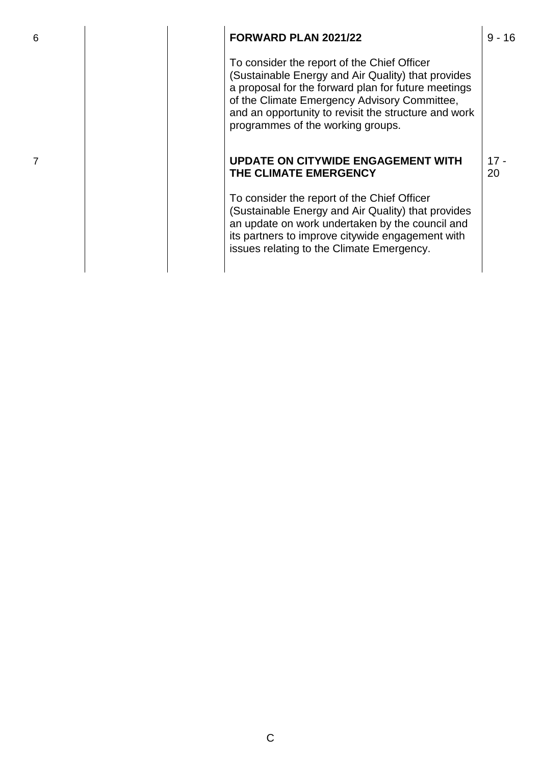| | | | | |
|---|---|---|---|---|
| 6 | | | **FORWARD PLAN 2021/22**<br><br>To consider the report of the Chief Officer (Sustainable Energy and Air Quality) that provides a proposal for the forward plan for future meetings of the Climate Emergency Advisory Committee, and an opportunity to revisit the structure and work programmes of the working groups. | 9 - 16 |
| 7 | | | **UPDATE ON CITYWIDE ENGAGEMENT WITH THE CLIMATE EMERGENCY**<br><br>To consider the report of the Chief Officer (Sustainable Energy and Air Quality) that provides an update on work undertaken by the council and its partners to improve citywide engagement with issues relating to the Climate Emergency. | 17 - 20 |